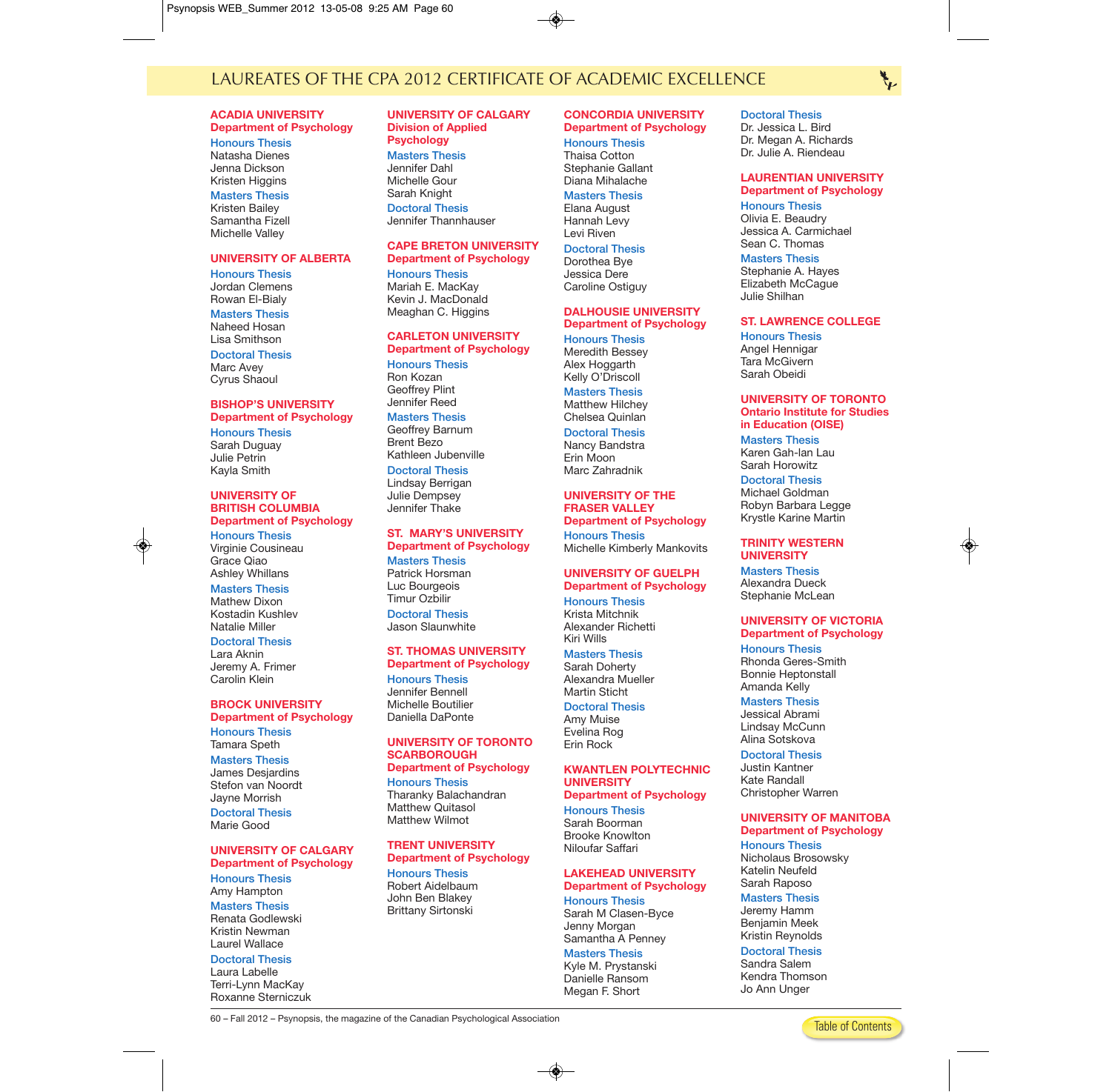# LAUREATES OF THE CPA 2012 CERTIFICATE OF ACADEMIC EXCELLENCE

## ACADIA UNIVERSITY
### Department of Psychology

**Honours Thesis**
Natasha Dienes
Jenna Dickson
Kristen Higgins

**Masters Thesis**
Kristen Bailey
Samantha Fizell
Michelle Valley

## UNIVERSITY OF ALBERTA

**Honours Thesis**
Jordan Clemens
Rowan El-Bialy

**Masters Thesis**
Naheed Hosan
Lisa Smithson

**Doctoral Thesis**
Marc Avey
Cyrus Shaoul

## BISHOP'S UNIVERSITY
### Department of Psychology

**Honours Thesis**
Sarah Duguay
Julie Petrin
Kayla Smith

## UNIVERSITY OF BRITISH COLUMBIA
### Department of Psychology

**Honours Thesis**
Virginie Cousineau
Grace Qiao
Ashley Whillans

**Masters Thesis**
Mathew Dixon
Kostadin Kushlev
Natalie Miller

**Doctoral Thesis**
Lara Aknin
Jeremy A. Frimer
Carolin Klein

## BROCK UNIVERSITY
### Department of Psychology

**Honours Thesis**
Tamara Speth

**Masters Thesis**
James Desjardins
Stefon van Noordt
Jayne Morrish

**Doctoral Thesis**
Marie Good

## UNIVERSITY OF CALGARY
### Department of Psychology

**Honours Thesis**
Amy Hampton

**Masters Thesis**
Renata Godlewski
Kristin Newman
Laurel Wallace

**Doctoral Thesis**
Laura Labelle
Terri-Lynn MacKay
Roxanne Sterniczuk

## UNIVERSITY OF CALGARY
### Division of Applied Psychology

**Masters Thesis**
Jennifer Dahl
Michelle Gour
Sarah Knight

**Doctoral Thesis**
Jennifer Thannhauser

## CAPE BRETON UNIVERSITY
### Department of Psychology

**Honours Thesis**
Mariah E. MacKay
Kevin J. MacDonald
Meaghan C. Higgins

## CARLETON UNIVERSITY
### Department of Psychology

**Honours Thesis**
Ron Kozan
Geoffrey Plint
Jennifer Reed

**Masters Thesis**
Geoffrey Barnum
Brent Bezo
Kathleen Jubenville

**Doctoral Thesis**
Lindsay Berrigan
Julie Dempsey
Jennifer Thake

## ST. MARY'S UNIVERSITY
### Department of Psychology

**Masters Thesis**
Patrick Horsman
Luc Bourgeois
Timur Ozbilir

**Doctoral Thesis**
Jason Slaunwhite

## ST. THOMAS UNIVERSITY
### Department of Psychology

**Honours Thesis**
Jennifer Bennell
Michelle Boutilier
Daniella DaPonte

## UNIVERSITY OF TORONTO SCARBOROUGH
### Department of Psychology

**Honours Thesis**
Tharanky Balachandran
Matthew Quitasol
Matthew Wilmot

## TRENT UNIVERSITY
### Department of Psychology

**Honours Thesis**
Robert Aidelbaum
John Ben Blakey
Brittany Sirtonski

## CONCORDIA UNIVERSITY
### Department of Psychology

**Honours Thesis**
Thaisa Cotton
Stephanie Gallant
Diana Mihalache

**Masters Thesis**
Elana August
Hannah Levy
Levi Riven

**Doctoral Thesis**
Dorothea Bye
Jessica Dere
Caroline Ostiguy

## DALHOUSIE UNIVERSITY
### Department of Psychology

**Honours Thesis**
Meredith Bessey
Alex Hoggarth
Kelly O'Driscoll

**Masters Thesis**
Matthew Hilchey
Chelsea Quinlan

**Doctoral Thesis**
Nancy Bandstra
Erin Moon
Marc Zahradnik

## UNIVERSITY OF THE FRASER VALLEY
### Department of Psychology

**Honours Thesis**
Michelle Kimberly Mankovits

## UNIVERSITY OF GUELPH
### Department of Psychology

**Honours Thesis**
Krista Mitchnik
Alexander Richetti
Kiri Wills

**Masters Thesis**
Sarah Doherty
Alexandra Mueller
Martin Sticht

**Doctoral Thesis**
Amy Muise
Evelina Rog
Erin Rock

## KWANTLEN POLYTECHNIC UNIVERSITY
### Department of Psychology

**Honours Thesis**
Sarah Boorman
Brooke Knowlton
Niloufar Saffari

## LAKEHEAD UNIVERSITY
### Department of Psychology

**Honours Thesis**
Sarah M Clasen-Byce
Jenny Morgan
Samantha A Penney

**Masters Thesis**
Kyle M. Prystanski
Danielle Ransom
Megan F. Short

**Doctoral Thesis**
Dr. Jessica L. Bird
Dr. Megan A. Richards
Dr. Julie A. Riendeau

## LAURENTIAN UNIVERSITY
### Department of Psychology

**Honours Thesis**
Olivia E. Beaudry
Jessica A. Carmichael
Sean C. Thomas

**Masters Thesis**
Stephanie A. Hayes
Elizabeth McCague
Julie Shilhan

## ST. LAWRENCE COLLEGE

**Honours Thesis**
Angel Hennigar
Tara McGivern
Sarah Obeidi

## UNIVERSITY OF TORONTO
### Ontario Institute for Studies in Education (OISE)

**Masters Thesis**
Karen Gah-lan Lau
Sarah Horowitz

**Doctoral Thesis**
Michael Goldman
Robyn Barbara Legge
Krystle Karine Martin

## TRINITY WESTERN UNIVERSITY

**Masters Thesis**
Alexandra Dueck
Stephanie McLean

## UNIVERSITY OF VICTORIA
### Department of Psychology

**Honours Thesis**
Rhonda Geres-Smith
Bonnie Heptonstall
Amanda Kelly

**Masters Thesis**
Jessical Abrami
Lindsay McCunn
Alina Sotskova

**Doctoral Thesis**
Justin Kantner
Kate Randall
Christopher Warren

## UNIVERSITY OF MANITOBA
### Department of Psychology

**Honours Thesis**
Nicholaus Brosowsky
Katelin Neufeld
Sarah Raposo

**Masters Thesis**
Jeremy Hamm
Benjamin Meek
Kristin Reynolds

**Doctoral Thesis**
Sandra Salem
Kendra Thomson
Jo Ann Unger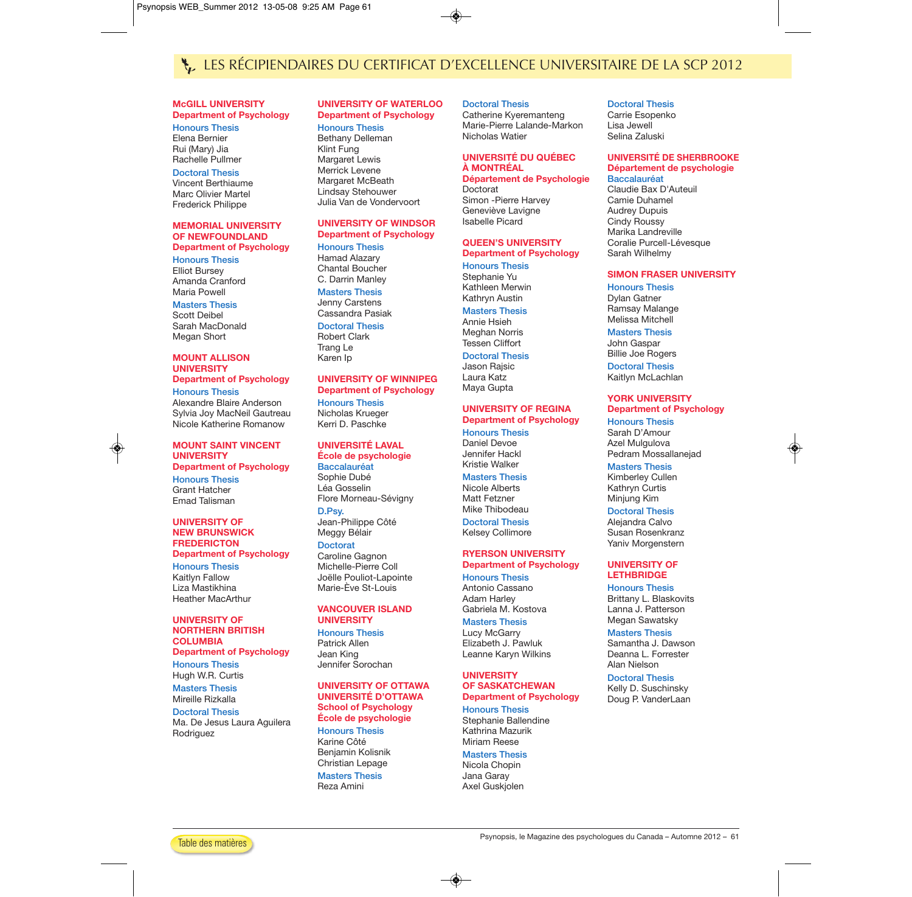# LES RÉCIPIENDAIRES DU CERTIFICAT D'EXCELLENCE UNIVERSITAIRE DE LA SCP 2012

**McGILL UNIVERSITY**
**Department of Psychology**

Honours Thesis
Elena Bernier
Rui (Mary) Jia
Rachelle Pullmer

Doctoral Thesis
Vincent Berthiaume
Marc Olivier Martel
Frederick Philippe

**MEMORIAL UNIVERSITY OF NEWFOUNDLAND**
**Department of Psychology**

Honours Thesis
Elliot Bursey
Amanda Cranford
Maria Powell

Masters Thesis
Scott Deibel
Sarah MacDonald
Megan Short

**MOUNT ALLISON UNIVERSITY**
**Department of Psychology**

Honours Thesis
Alexandre Blaire Anderson
Sylvia Joy MacNeil Gautreau
Nicole Katherine Romanow

**MOUNT SAINT VINCENT UNIVERSITY**
**Department of Psychology**

Honours Thesis
Grant Hatcher
Emad Talisman

**UNIVERSITY OF NEW BRUNSWICK FREDERICTON**
**Department of Psychology**

Honours Thesis
Kaitlyn Fallow
Liza Mastikhina
Heather MacArthur

**UNIVERSITY OF NORTHERN BRITISH COLUMBIA**
**Department of Psychology**

Honours Thesis
Hugh W.R. Curtis

Masters Thesis
Mireille Rizkalla

Doctoral Thesis
Ma. De Jesus Laura Aguilera Rodriguez

**UNIVERSITY OF WATERLOO**
**Department of Psychology**

Honours Thesis
Bethany Delleman
Klint Fung
Margaret Lewis
Merrick Levene
Margaret McBeath
Lindsay Stehouwer
Julia Van de Vondervoort

**UNIVERSITY OF WINDSOR**
**Department of Psychology**

Honours Thesis
Hamad Alazary
Chantal Boucher
C. Darrin Manley

Masters Thesis
Jenny Carstens
Cassandra Pasiak

Doctoral Thesis
Robert Clark
Trang Le
Karen Ip

**UNIVERSITY OF WINNIPEG**
**Department of Psychology**

Honours Thesis
Nicholas Krueger
Kerri D. Paschke

**UNIVERSITÉ LAVAL**
**École de psychologie**

Baccalauréat
Sophie Dubé
Léa Gosselin
Flore Morneau-Sévigny

D.Psy.
Jean-Philippe Côté
Meggy Bélair

Doctorat
Caroline Gagnon
Michelle-Pierre Coll
Joëlle Pouliot-Lapointe
Marie-Ève St-Louis

**VANCOUVER ISLAND UNIVERSITY**

Honours Thesis
Patrick Allen
Jean King
Jennifer Sorochan

**UNIVERSITY OF OTTAWA**
**UNIVERSITÉ D'OTTAWA**
**School of Psychology**
**École de psychologie**

Honours Thesis
Karine Côté
Benjamin Kolisnik
Christian Lepage

Masters Thesis
Reza Amini

Doctoral Thesis
Catherine Kyeremanteng
Marie-Pierre Lalande-Markon
Nicholas Watier

**UNIVERSITÉ DU QUÉBEC À MONTRÉAL**
**Département de Psychologie**

Doctorat
Simon -Pierre Harvey
Geneviève Lavigne
Isabelle Picard

**QUEEN'S UNIVERSITY**
**Department of Psychology**

Honours Thesis
Stephanie Yu
Kathleen Merwin
Kathryn Austin

Masters Thesis
Annie Hsieh
Meghan Norris
Tessen Clifford

Doctoral Thesis
Jason Rajsic
Laura Katz
Maya Gupta

**UNIVERSITY OF REGINA**
**Department of Psychology**

Honours Thesis
Daniel Devoe
Jennifer Hackl
Kristie Walker

Masters Thesis
Nicole Alberts
Matt Fetzner
Mike Thibodeau

Doctoral Thesis
Kelsey Collimore

**RYERSON UNIVERSITY**
**Department of Psychology**

Honours Thesis
Antonio Cassano
Adam Harley
Gabriela M. Kostova

Masters Thesis
Lucy McGarry
Elizabeth J. Pawluk
Leanne Karyn Wilkins

**UNIVERSITY OF SASKATCHEWAN**
**Department of Psychology**

Honours Thesis
Stephanie Ballendine
Kathrina Mazurik
Miriam Reese

Masters Thesis
Nicola Chopin
Jana Garay
Axel Guskjolen

Doctoral Thesis
Carrie Esopenko
Lisa Jewell
Selina Zaluski

**UNIVERSITÉ DE SHERBROOKE**
**Département de psychologie**

Baccalauréat
Claudie Bax D'Auteuil
Camie Duhamel
Audrey Dupuis
Cindy Roussy
Marika Landreville
Coralie Purcell-Lévesque
Sarah Wilhelmy

**SIMON FRASER UNIVERSITY**

Honours Thesis
Dylan Gatner
Ramsay Malange
Melissa Mitchell

Masters Thesis
John Gaspar
Billie Joe Rogers

Doctoral Thesis
Kaitlyn McLachlan

**YORK UNIVERSITY**
**Department of Psychology**

Honours Thesis
Sarah D'Amour
Azel Mulgulova
Pedram Mossallanejad

Masters Thesis
Kimberley Cullen
Kathryn Curtis
Minjung Kim

Doctoral Thesis
Alejandra Calvo
Susan Rosenkranz
Yaniv Morgenstern

**UNIVERSITY OF LETHBRIDGE**

Honours Thesis
Brittany L. Blaskovits
Lanna J. Patterson
Megan Sawatsky

Masters Thesis
Samantha J. Dawson
Deanna L. Forrester
Alan Nielson

Doctoral Thesis
Kelly D. Suschinsky
Doug P. VanderLaan

Table des matières